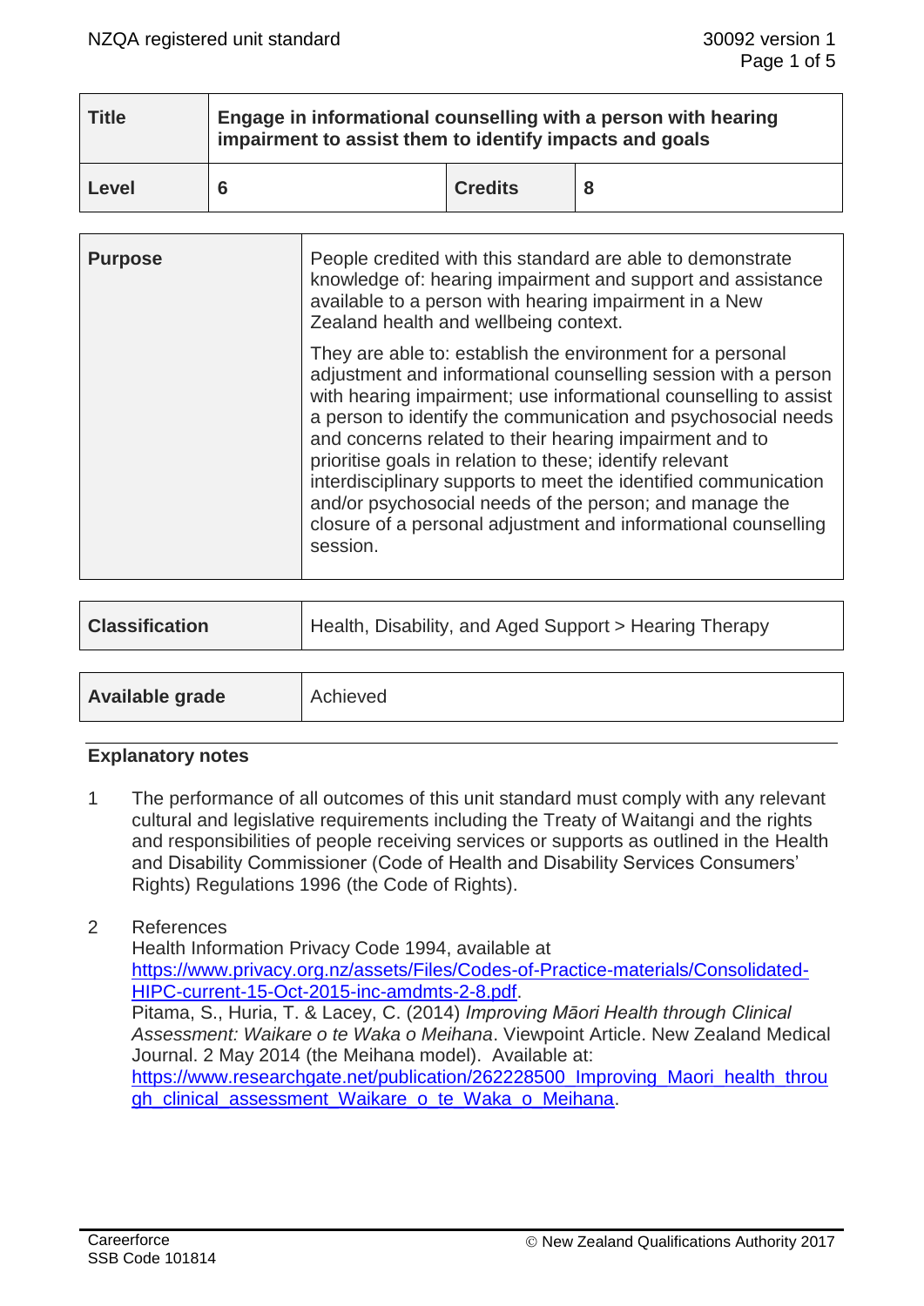| Title | Engage in informational counselling with a person with hearing impairment to assist them to identify impacts and goals | | |
|---|---|---|---|
| Level | 6 | Credits | 8 |

| Purpose | People credited with this standard are able to demonstrate knowledge of: hearing impairment and support and assistance available to a person with hearing impairment in a New Zealand health and wellbeing context. <br><br> They are able to: establish the environment for a personal adjustment and informational counselling session with a person with hearing impairment; use informational counselling to assist a person to identify the communication and psychosocial needs and concerns related to their hearing impairment and to prioritise goals in relation to these; identify relevant interdisciplinary supports to meet the identified communication and/or psychosocial needs of the person; and manage the closure of a personal adjustment and informational counselling session. |
|---|---|

| Classification | Health, Disability, and Aged Support > Hearing Therapy |
|---|---|

| Available grade | Achieved |
|---|---|

## Explanatory notes

1. The performance of all outcomes of this unit standard must comply with any relevant cultural and legislative requirements including the Treaty of Waitangi and the rights and responsibilities of people receiving services or supports as outlined in the Health and Disability Commissioner (Code of Health and Disability Services Consumers' Rights) Regulations 1996 (the Code of Rights).

2. References
   Health Information Privacy Code 1994, available at https://www.privacy.org.nz/assets/Files/Codes-of-Practice-materials/Consolidated-HIPC-current-15-Oct-2015-inc-amdmts-2-8.pdf.
   Pitama, S., Huria, T. & Lacey, C. (2014) *Improving Māori Health through Clinical Assessment: Waikare o te Waka o Meihana*. Viewpoint Article. New Zealand Medical Journal. 2 May 2014 (the Meihana model). Available at: https://www.researchgate.net/publication/262228500_Improving_Maori_health_through_clinical_assessment_Waikare_o_te_Waka_o_Meihana.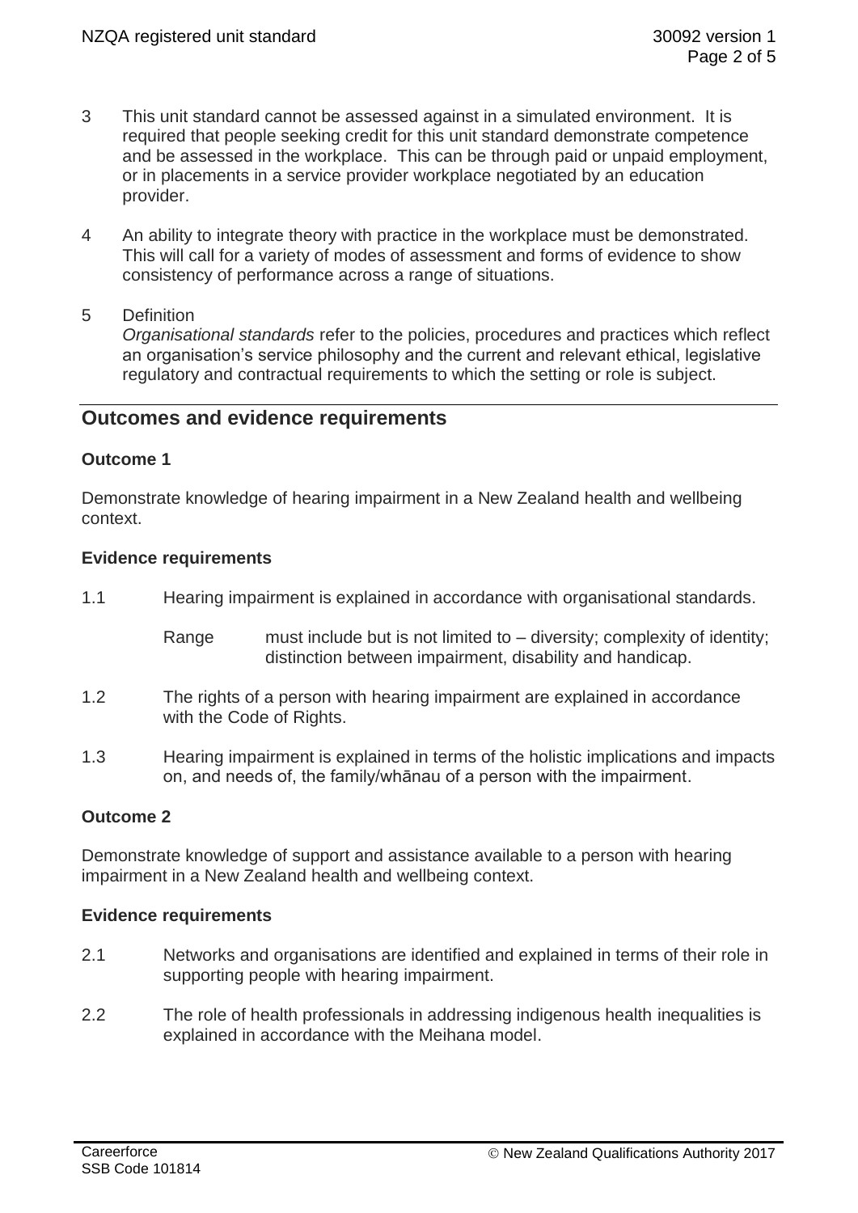3 This unit standard cannot be assessed against in a simulated environment. It is required that people seeking credit for this unit standard demonstrate competence and be assessed in the workplace. This can be through paid or unpaid employment, or in placements in a service provider workplace negotiated by an education provider.

4 An ability to integrate theory with practice in the workplace must be demonstrated. This will call for a variety of modes of assessment and forms of evidence to show consistency of performance across a range of situations.

5 Definition
*Organisational standards* refer to the policies, procedures and practices which reflect an organisation's service philosophy and the current and relevant ethical, legislative regulatory and contractual requirements to which the setting or role is subject.

## Outcomes and evidence requirements

### Outcome 1

Demonstrate knowledge of hearing impairment in a New Zealand health and wellbeing context.

### Evidence requirements

1.1 Hearing impairment is explained in accordance with organisational standards.

Range must include but is not limited to – diversity; complexity of identity; distinction between impairment, disability and handicap.

1.2 The rights of a person with hearing impairment are explained in accordance with the Code of Rights.

1.3 Hearing impairment is explained in terms of the holistic implications and impacts on, and needs of, the family/whānau of a person with the impairment.

### Outcome 2

Demonstrate knowledge of support and assistance available to a person with hearing impairment in a New Zealand health and wellbeing context.

### Evidence requirements

2.1 Networks and organisations are identified and explained in terms of their role in supporting people with hearing impairment.

2.2 The role of health professionals in addressing indigenous health inequalities is explained in accordance with the Meihana model.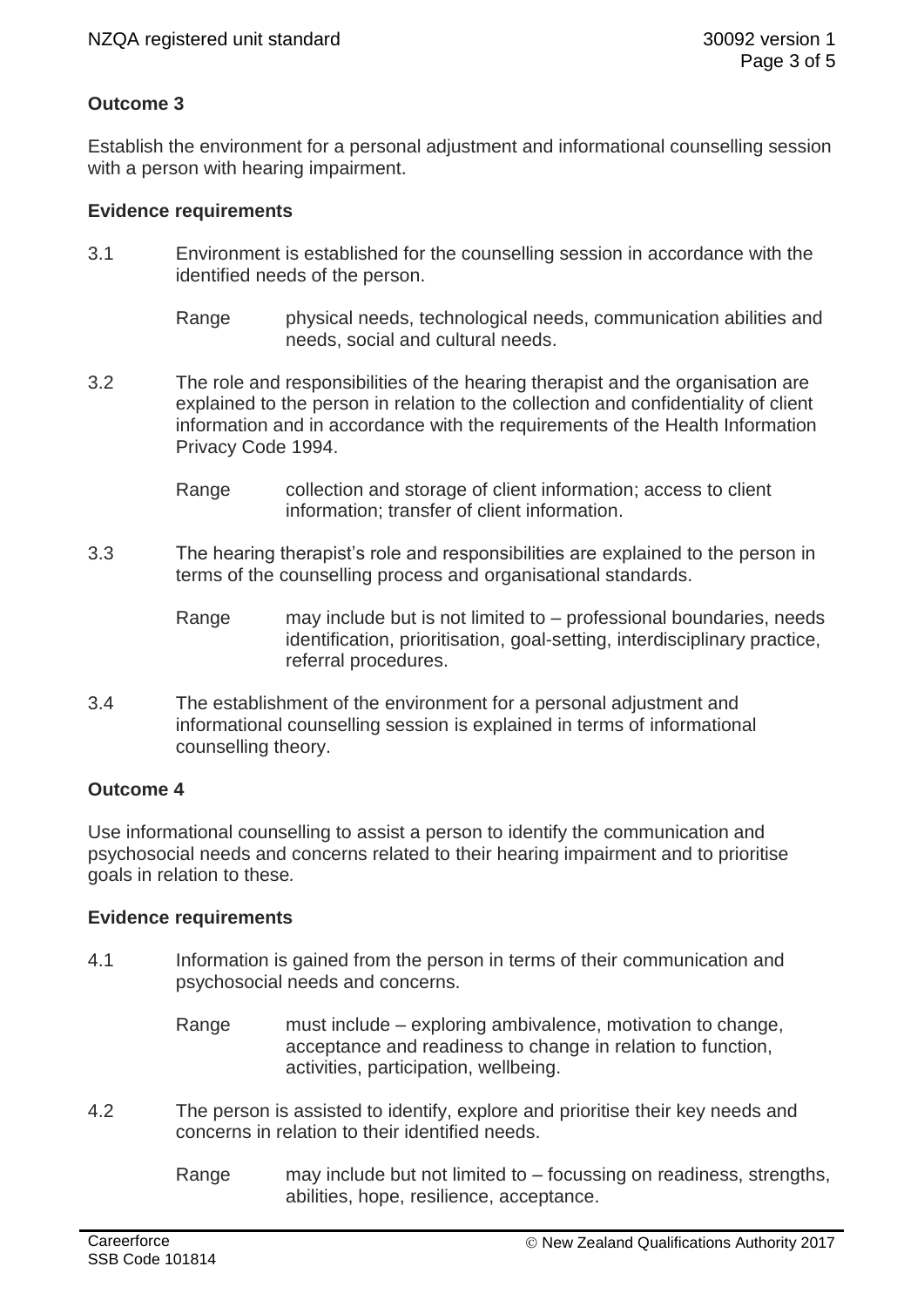## Outcome 3

Establish the environment for a personal adjustment and informational counselling session with a person with hearing impairment.

### Evidence requirements

3.1 Environment is established for the counselling session in accordance with the identified needs of the person.

Range: physical needs, technological needs, communication abilities and needs, social and cultural needs.

3.2 The role and responsibilities of the hearing therapist and the organisation are explained to the person in relation to the collection and confidentiality of client information and in accordance with the requirements of the Health Information Privacy Code 1994.

Range: collection and storage of client information; access to client information; transfer of client information.

3.3 The hearing therapist's role and responsibilities are explained to the person in terms of the counselling process and organisational standards.

Range: may include but is not limited to – professional boundaries, needs identification, prioritisation, goal-setting, interdisciplinary practice, referral procedures.

3.4 The establishment of the environment for a personal adjustment and informational counselling session is explained in terms of informational counselling theory.

## Outcome 4

Use informational counselling to assist a person to identify the communication and psychosocial needs and concerns related to their hearing impairment and to prioritise goals in relation to these.

### Evidence requirements

4.1 Information is gained from the person in terms of their communication and psychosocial needs and concerns.

Range: must include – exploring ambivalence, motivation to change, acceptance and readiness to change in relation to function, activities, participation, wellbeing.

4.2 The person is assisted to identify, explore and prioritise their key needs and concerns in relation to their identified needs.

Range: may include but not limited to – focussing on readiness, strengths, abilities, hope, resilience, acceptance.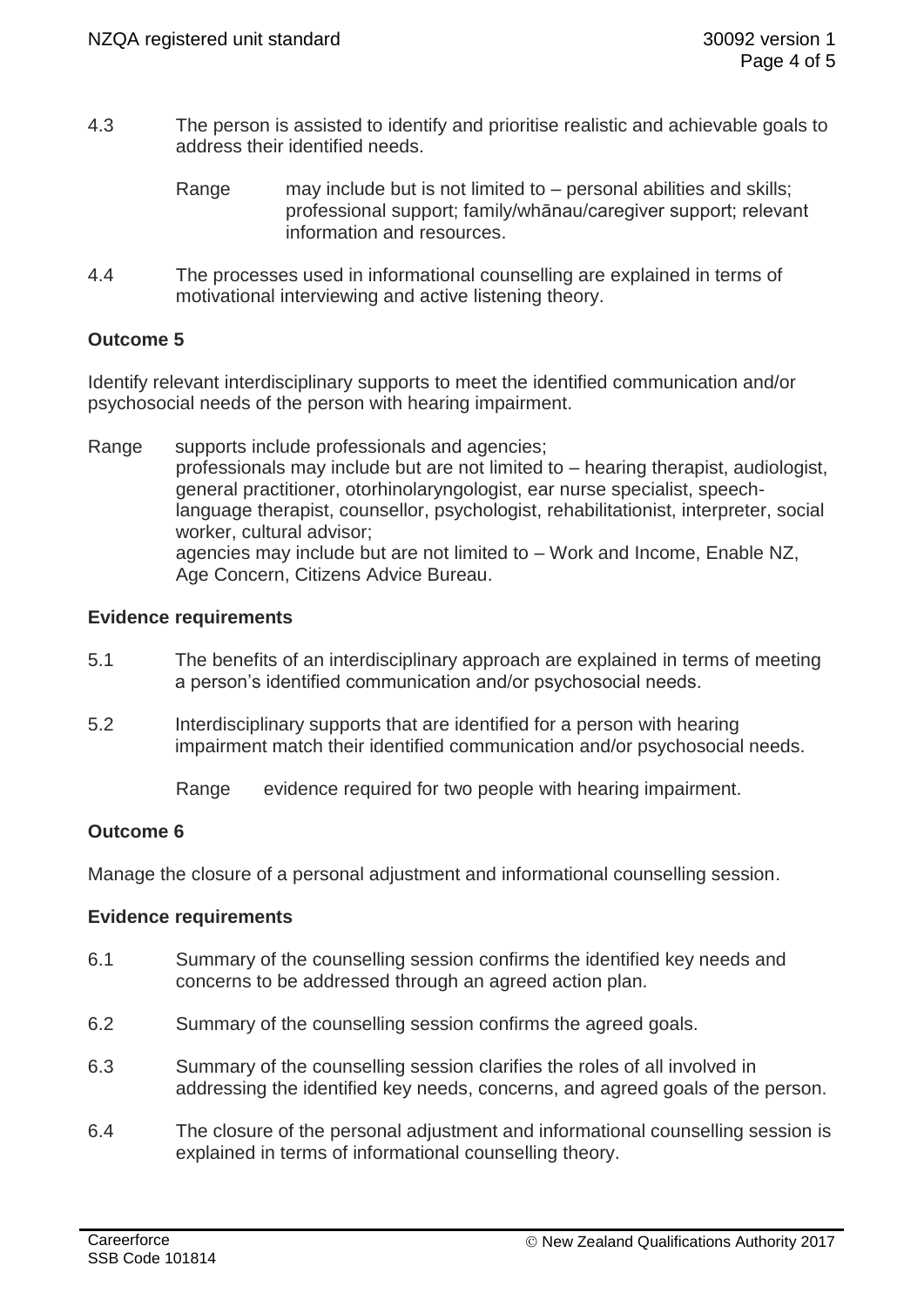4.3 The person is assisted to identify and prioritise realistic and achievable goals to address their identified needs.

Range may include but is not limited to – personal abilities and skills; professional support; family/whānau/caregiver support; relevant information and resources.

4.4 The processes used in informational counselling are explained in terms of motivational interviewing and active listening theory.

**Outcome 5**

Identify relevant interdisciplinary supports to meet the identified communication and/or psychosocial needs of the person with hearing impairment.

Range supports include professionals and agencies;
professionals may include but are not limited to – hearing therapist, audiologist, general practitioner, otorhinolaryngologist, ear nurse specialist, speech-language therapist, counsellor, psychologist, rehabilitationist, interpreter, social worker, cultural advisor;
agencies may include but are not limited to – Work and Income, Enable NZ, Age Concern, Citizens Advice Bureau.

**Evidence requirements**

5.1 The benefits of an interdisciplinary approach are explained in terms of meeting a person's identified communication and/or psychosocial needs.

5.2 Interdisciplinary supports that are identified for a person with hearing impairment match their identified communication and/or psychosocial needs.

Range evidence required for two people with hearing impairment.

**Outcome 6**

Manage the closure of a personal adjustment and informational counselling session.

**Evidence requirements**

6.1 Summary of the counselling session confirms the identified key needs and concerns to be addressed through an agreed action plan.

6.2 Summary of the counselling session confirms the agreed goals.

6.3 Summary of the counselling session clarifies the roles of all involved in addressing the identified key needs, concerns, and agreed goals of the person.

6.4 The closure of the personal adjustment and informational counselling session is explained in terms of informational counselling theory.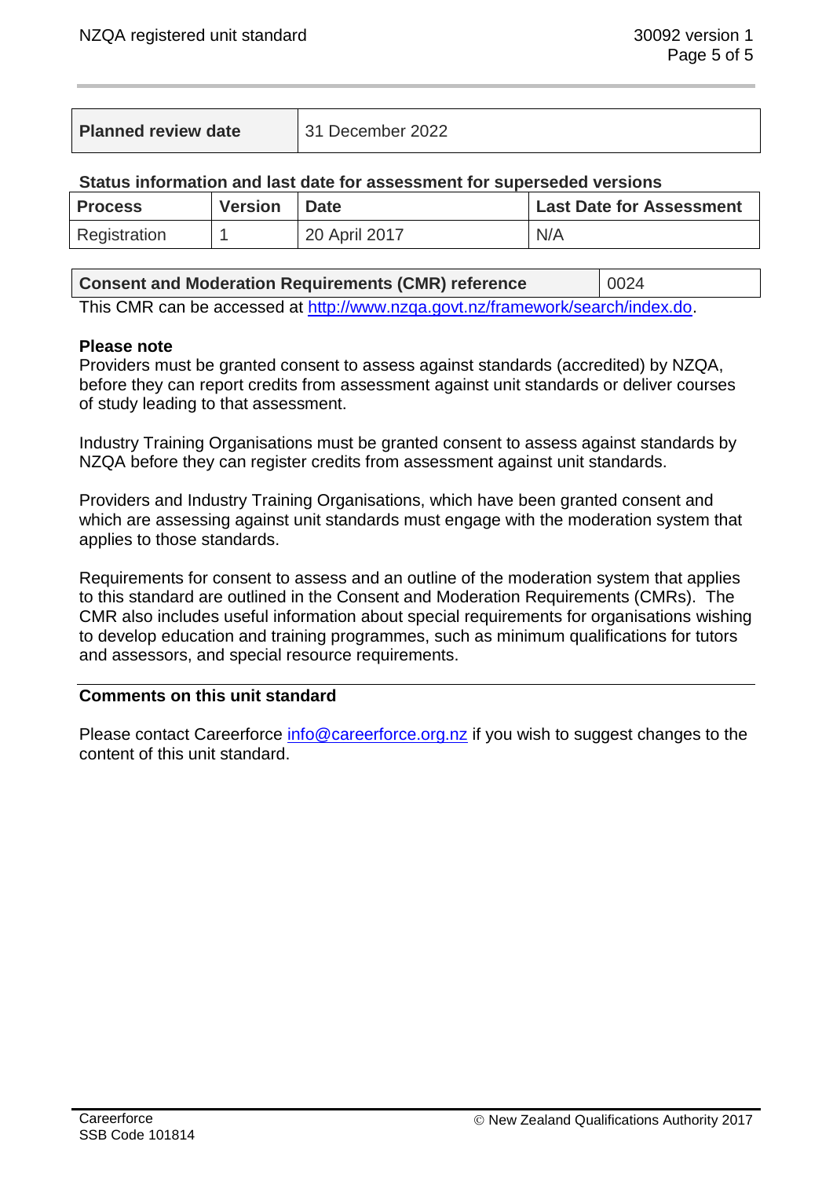| **Planned review date** | 31 December 2022 |
|---|---|

**Status information and last date for assessment for superseded versions**

| Process | Version | Date | Last Date for Assessment |
|---|---|---|---|
| Registration | 1 | 20 April 2017 | N/A |

| **Consent and Moderation Requirements (CMR) reference** | 0024 |
|---|---|

This CMR can be accessed at http://www.nzqa.govt.nz/framework/search/index.do.

**Please note**

Providers must be granted consent to assess against standards (accredited) by NZQA, before they can report credits from assessment against unit standards or deliver courses of study leading to that assessment.

Industry Training Organisations must be granted consent to assess against standards by NZQA before they can register credits from assessment against unit standards.

Providers and Industry Training Organisations, which have been granted consent and which are assessing against unit standards must engage with the moderation system that applies to those standards.

Requirements for consent to assess and an outline of the moderation system that applies to this standard are outlined in the Consent and Moderation Requirements (CMRs). The CMR also includes useful information about special requirements for organisations wishing to develop education and training programmes, such as minimum qualifications for tutors and assessors, and special resource requirements.

**Comments on this unit standard**

Please contact Careerforce info@careerforce.org.nz if you wish to suggest changes to the content of this unit standard.